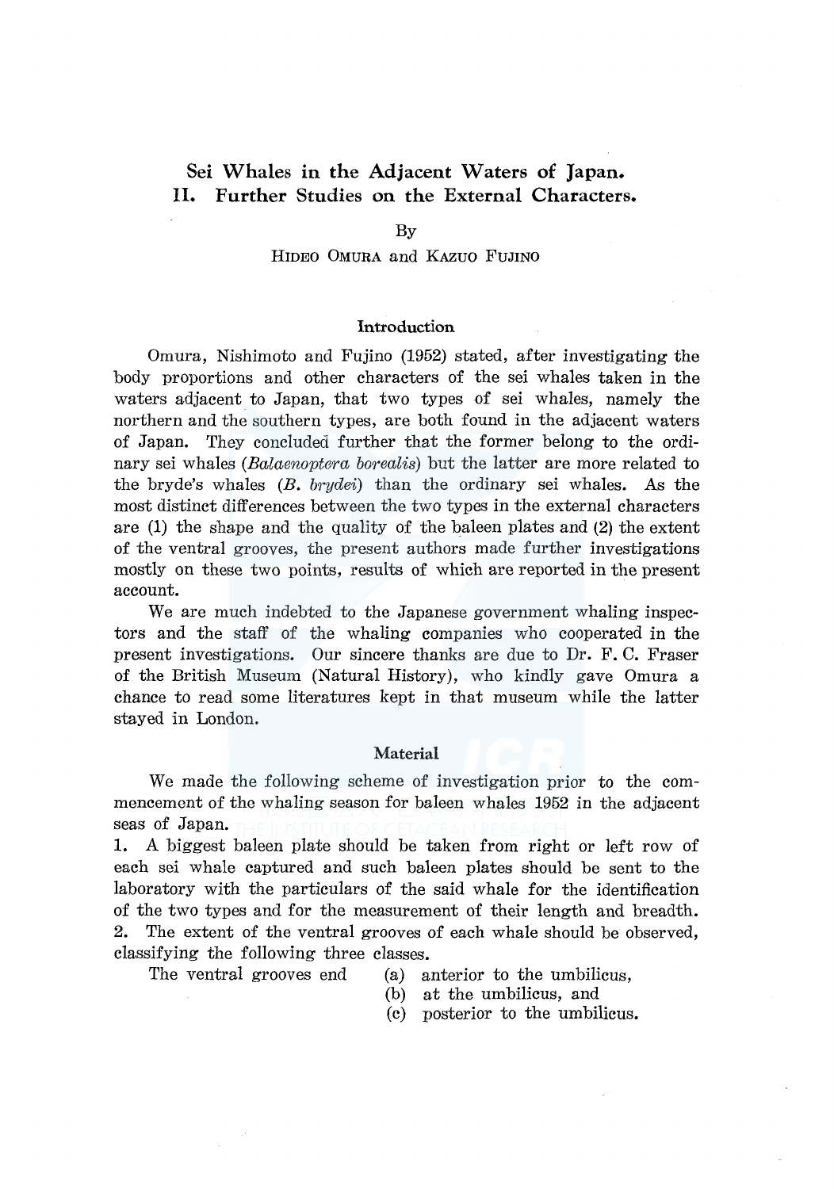# Sei Whales in the Adjacent Waters of Japan. II. Further Studies on the External Characters.

By

HIDEO OMURA and KAZUO FUJINO

## Introduction

Omura, Nishimoto and Fujino (1952) stated, after investigating the body proportions and other characters of the sei whales taken in the waters adjacent to Japan, that two types of sei whales, namely the northern and the southern types, are both found in the adjacent waters of Japan. They concluded further that the former belong to the ordinary sei whales (*Balaenoptera borealis*) but the latter are more related to the bryde's whales (*B. brydei*) than the ordinary sei whales. As the most distinct differences between the two types in the external characters are (1) the shape and the quality of the baleen plates and (2) the extent of the ventral grooves, the present authors made further investigations mostly on these two points, results of which are reported in the present account.

We are much indebted to the Japanese government whaling inspectors and the staff of the whaling companies who cooperated in the present investigations. Our sincere thanks are due to Dr. F. C. Fraser of the British Museum (Natural History), who kindly gave Omura a chance to read some literatures kept in that museum while the latter stayed in London.

## Material

We made the following scheme of investigation prior to the commencement of the whaling season for baleen whales 1952 in the adjacent seas of Japan.

1. A biggest baleen plate should be taken from right or left row of each sei whale captured and such baleen plates should be sent to the laboratory with the particulars of the said whale for the identification of the two types and for the measurement of their length and breadth.
2. The extent of the ventral grooves of each whale should be observed, classifying the following three classes.

The ventral grooves end
- (a) anterior to the umbilicus,
- (b) at the umbilicus, and
- (c) posterior to the umbilicus.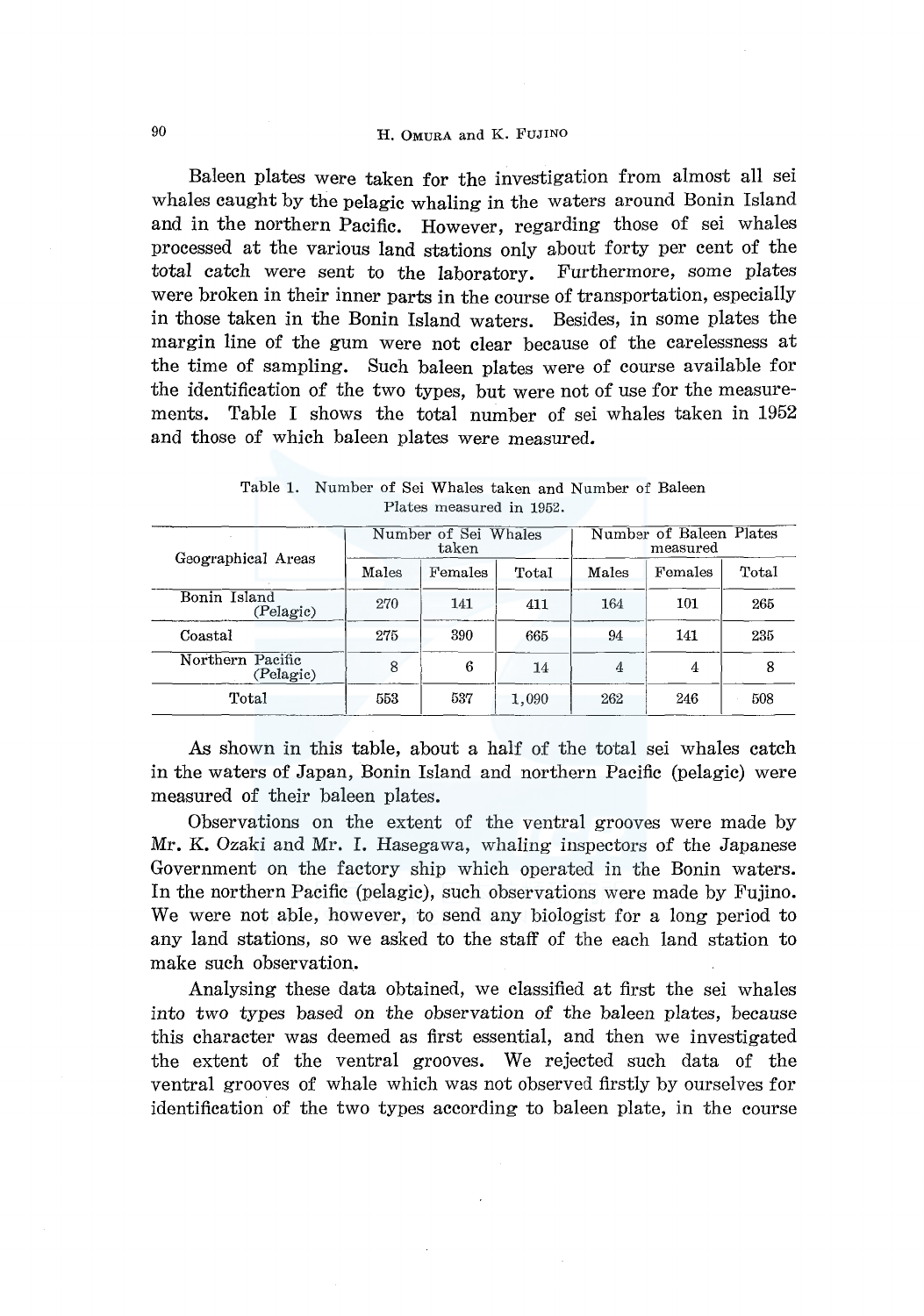Baleen plates were taken for the investigation from almost all sei whales caught by the pelagic whaling in the waters around Bonin Island and in the northern Pacific. However, regarding those of sei whales processed at the various land stations only about forty per cent of the total catch were sent to the laboratory. Furthermore, some plates were broken in their inner parts in the course of transportation, especially in those taken in the Bonin Island waters. Besides, in some plates the margin line of the gum were not clear because of the carelessness at the time of sampling. Such baleen plates were of course available for the identification of the two types, but were not of use for the measurements. Table I shows the total number of sei whales taken in 1952 and those of which baleen plates were measured.

Table 1. Number of Sei Whales taken and Number of Baleen Plates measured in 1952.

| Geographical Areas | Number of Sei Whales taken | | | Number of Baleen Plates measured | | |
|---|---|---|---|---|---|---|
| | Males | Females | Total | Males | Females | Total |
| Bonin Island (Pelagic) | 270 | 141 | 411 | 164 | 101 | 265 |
| Coastal | 275 | 390 | 665 | 94 | 141 | 235 |
| Northern Pacific (Pelagic) | 8 | 6 | 14 | 4 | 4 | 8 |
| Total | 553 | 537 | 1,090 | 262 | 246 | 508 |

As shown in this table, about a half of the total sei whales catch in the waters of Japan, Bonin Island and northern Pacific (pelagic) were measured of their baleen plates.

Observations on the extent of the ventral grooves were made by Mr. K. Ozaki and Mr. I. Hasegawa, whaling inspectors of the Japanese Government on the factory ship which operated in the Bonin waters. In the northern Pacific (pelagic), such observations were made by Fujino. We were not able, however, to send any biologist for a long period to any land stations, so we asked to the staff of the each land station to make such observation.

Analysing these data obtained, we classified at first the sei whales into two types based on the observation of the baleen plates, because this character was deemed as first essential, and then we investigated the extent of the ventral grooves. We rejected such data of the ventral grooves of whale which was not observed firstly by ourselves for identification of the two types according to baleen plate, in the course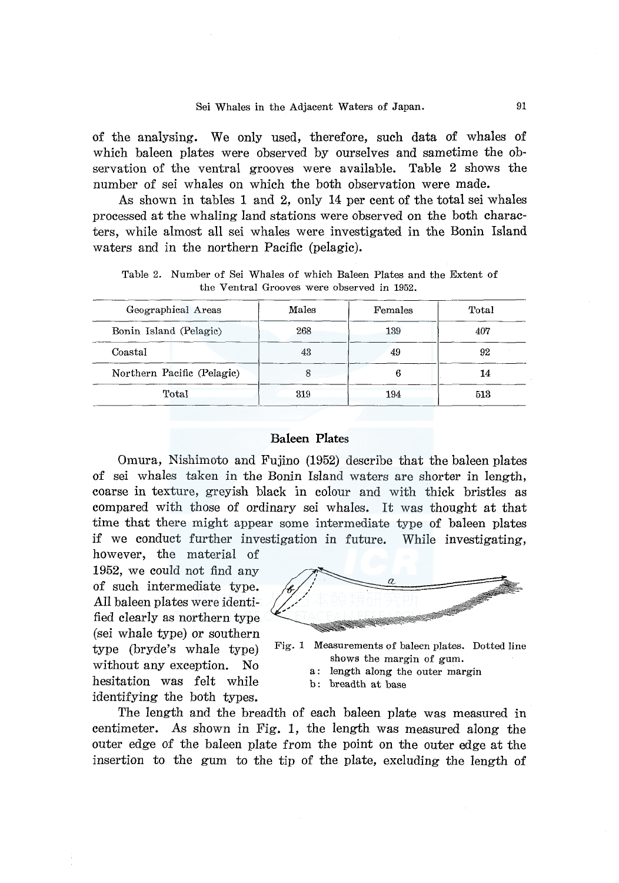of the analysing. We only used, therefore, such data of whales of which baleen plates were observed by ourselves and sametime the observation of the ventral grooves were available. Table 2 shows the number of sei whales on which the both observation were made.

As shown in tables 1 and 2, only 14 per cent of the total sei whales processed at the whaling land stations were observed on the both characters, while almost all sei whales were investigated in the Bonin Island waters and in the northern Pacific (pelagic).

Table 2. Number of Sei Whales of which Baleen Plates and the Extent of the Ventral Grooves were observed in 1952.

| Geographical Areas | Males | Females | Total |
|---|---|---|---|
| Bonin Island (Pelagic) | 268 | 139 | 407 |
| Coastal | 43 | 49 | 92 |
| Northern Pacific (Pelagic) | 8 | 6 | 14 |
| Total | 319 | 194 | 513 |

## Baleen Plates

Omura, Nishimoto and Fujino (1952) describe that the baleen plates of sei whales taken in the Bonin Island waters are shorter in length, coarse in texture, greyish black in colour and with thick bristles as compared with those of ordinary sei whales. It was thought at that time that there might appear some intermediate type of baleen plates if we conduct further investigation in future. While investigating, however, the material of 1952, we could not find any of such intermediate type. All baleen plates were identified clearly as northern type (sei whale type) or southern type (bryde's whale type) without any exception. No hesitation was felt while identifying the both types.

Fig. 1 Measurements of baleen plates. Dotted line shows the margin of gum.
a: length along the outer margin
b: breadth at base

The length and the breadth of each baleen plate was measured in centimeter. As shown in Fig. 1, the length was measured along the outer edge of the baleen plate from the point on the outer edge at the insertion to the gum to the tip of the plate, excluding the length of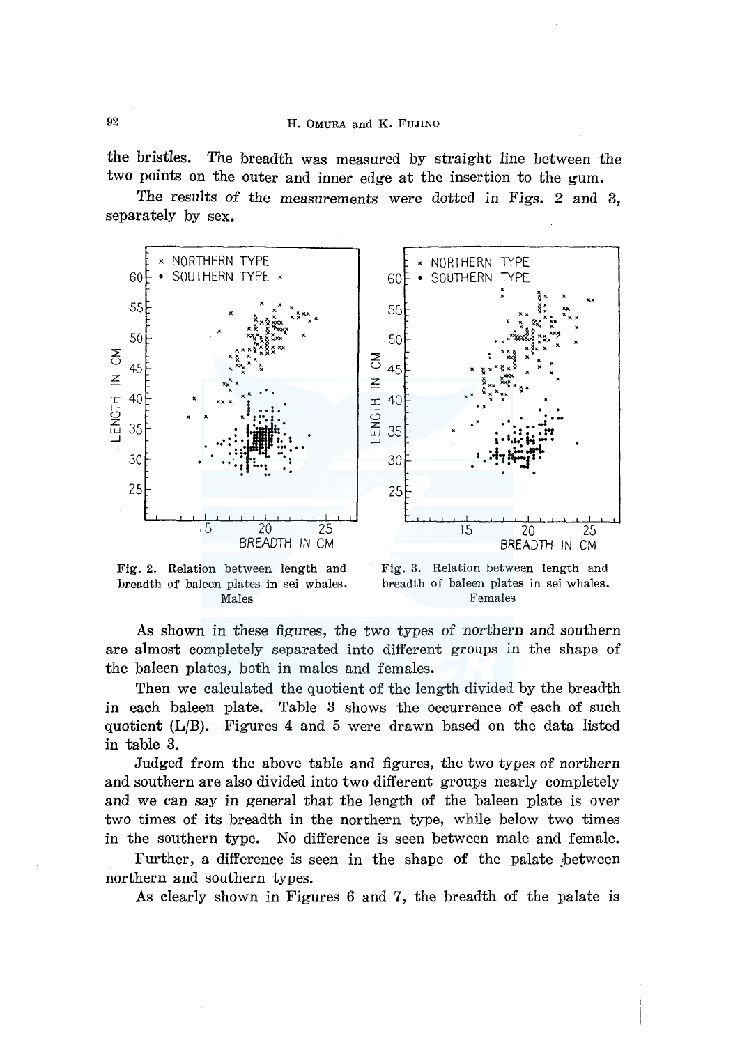the bristles. The breadth was measured by straight line between the two points on the outer and inner edge at the insertion to the gum.

The results of the measurements were dotted in Figs. 2 and 3, separately by sex.

Fig. 2. Relation between length and breadth of baleen plates in sei whales. Males

Fig. 3. Relation between length and breadth of baleen plates in sei whales. Females

As shown in these figures, the two types of northern and southern are almost completely separated into different groups in the shape of the baleen plates, both in males and females.

Then we calculated the quotient of the length divided by the breadth in each baleen plate. Table 3 shows the occurrence of each of such quotient (L/B). Figures 4 and 5 were drawn based on the data listed in table 3.

Judged from the above table and figures, the two types of northern and southern are also divided into two different groups nearly completely and we can say in general that the length of the baleen plate is over two times of its breadth in the northern type, while below two times in the southern type. No difference is seen between male and female.

Further, a difference is seen in the shape of the palate between northern and southern types.

As clearly shown in Figures 6 and 7, the breadth of the palate is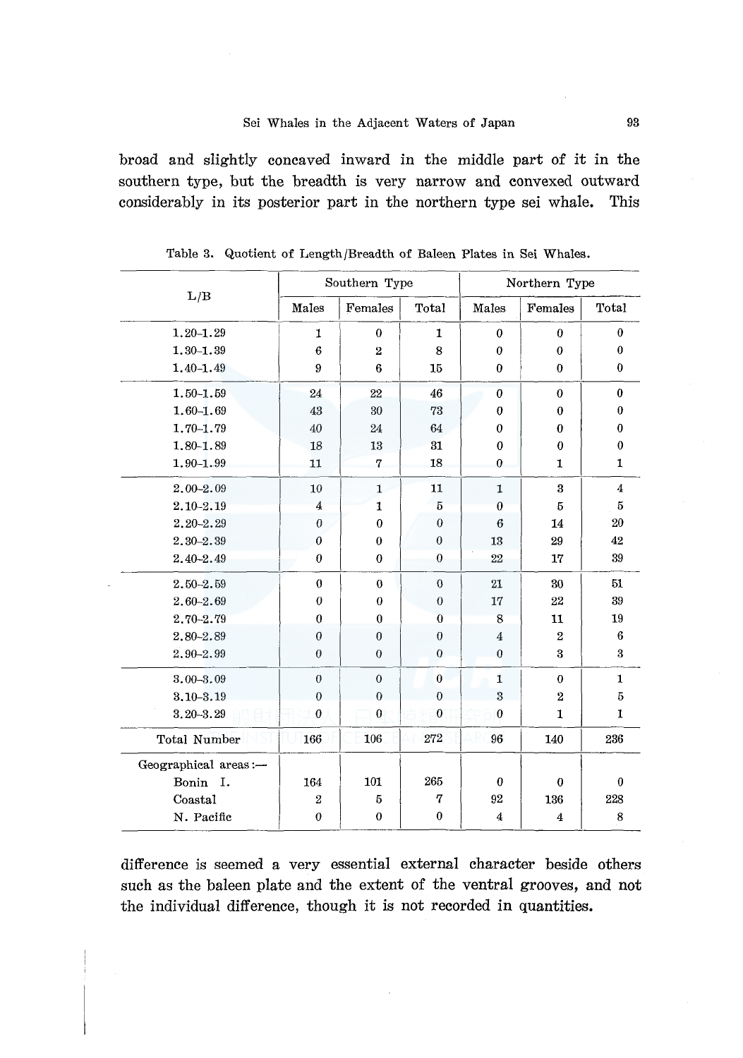broad and slightly concaved inward in the middle part of it in the southern type, but the breadth is very narrow and convexed outward considerably in its posterior part in the northern type sei whale. This

Table 3. Quotient of Length/Breadth of Baleen Plates in Sei Whales.

| L/B | Southern Type | | | Northern Type | | |
|---|---|---|---|---|---|---|
| | Males | Females | Total | Males | Females | Total |
| 1.20–1.29 | 1 | 0 | 1 | 0 | 0 | 0 |
| 1.30–1.39 | 6 | 2 | 8 | 0 | 0 | 0 |
| 1.40–1.49 | 9 | 6 | 15 | 0 | 0 | 0 |
| 1.50–1.59 | 24 | 22 | 46 | 0 | 0 | 0 |
| 1.60–1.69 | 43 | 30 | 73 | 0 | 0 | 0 |
| 1.70–1.79 | 40 | 24 | 64 | 0 | 0 | 0 |
| 1.80–1.89 | 18 | 13 | 31 | 0 | 0 | 0 |
| 1.90–1.99 | 11 | 7 | 18 | 0 | 1 | 1 |
| 2.00–2.09 | 10 | 1 | 11 | 1 | 3 | 4 |
| 2.10–2.19 | 4 | 1 | 5 | 0 | 5 | 5 |
| 2.20–2.29 | 0 | 0 | 0 | 6 | 14 | 20 |
| 2.30–2.39 | 0 | 0 | 0 | 13 | 29 | 42 |
| 2.40–2.49 | 0 | 0 | 0 | 22 | 17 | 39 |
| 2.50–2.59 | 0 | 0 | 0 | 21 | 30 | 51 |
| 2.60–2.69 | 0 | 0 | 0 | 17 | 22 | 39 |
| 2.70–2.79 | 0 | 0 | 0 | 8 | 11 | 19 |
| 2.80–2.89 | 0 | 0 | 0 | 4 | 2 | 6 |
| 2.90–2.99 | 0 | 0 | 0 | 0 | 3 | 3 |
| 3.00–3.09 | 0 | 0 | 0 | 1 | 0 | 1 |
| 3.10–3.19 | 0 | 0 | 0 | 3 | 2 | 5 |
| 3.20–3.29 | 0 | 0 | 0 | 0 | 1 | 1 |
| Total Number | 166 | 106 | 272 | 96 | 140 | 236 |
| Geographical areas :— | | | | | | |
| Bonin I. | 164 | 101 | 265 | 0 | 0 | 0 |
| Coastal | 2 | 5 | 7 | 92 | 136 | 228 |
| N. Pacific | 0 | 0 | 0 | 4 | 4 | 8 |

difference is seemed a very essential external character beside others such as the baleen plate and the extent of the ventral grooves, and not the individual difference, though it is not recorded in quantities.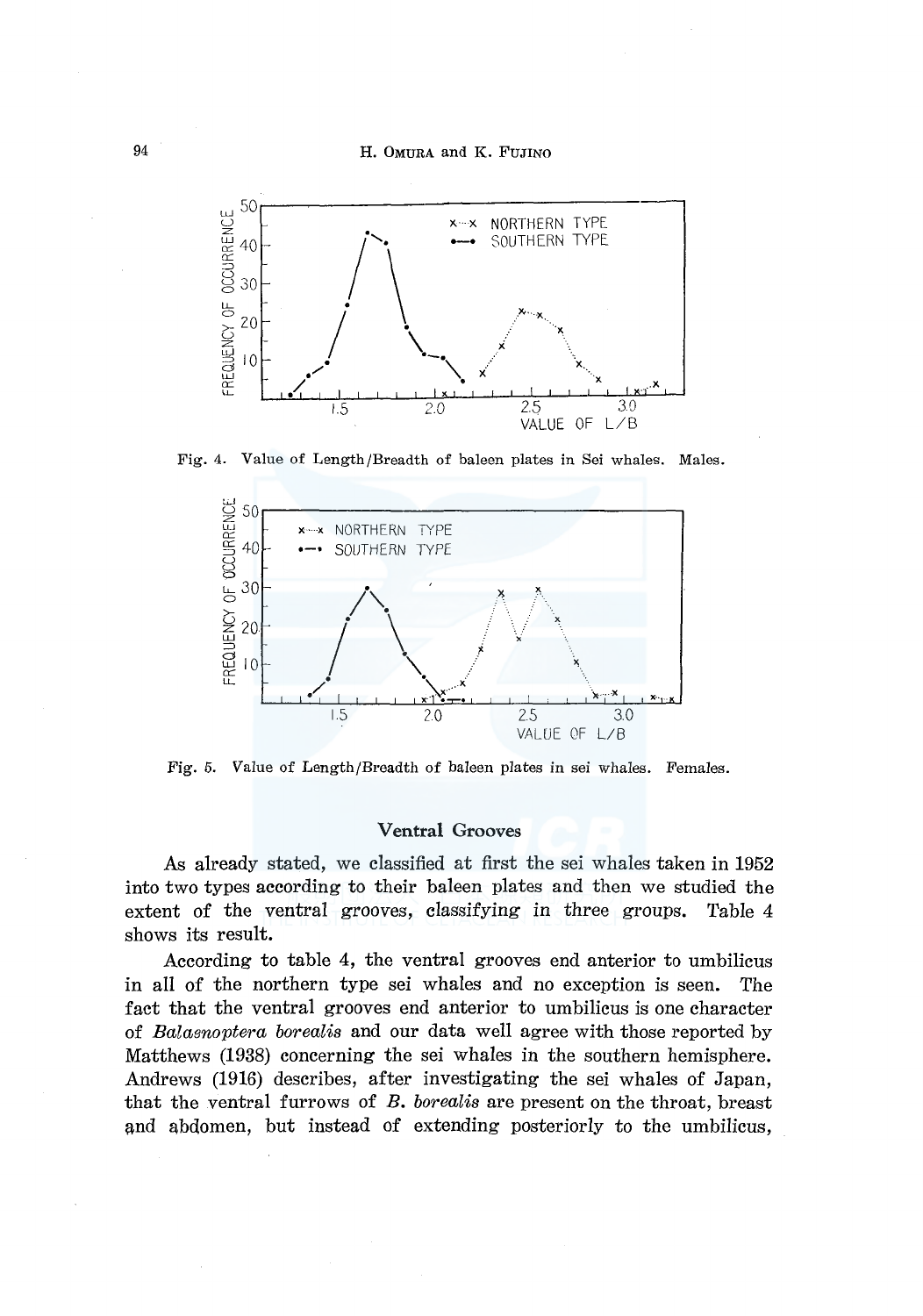Fig. 4. Value of Length/Breadth of baleen plates in Sei whales. Males.

Fig. 5. Value of Length/Breadth of baleen plates in sei whales. Females.

## Ventral Grooves

As already stated, we classified at first the sei whales taken in 1952 into two types according to their baleen plates and then we studied the extent of the ventral grooves, classifying in three groups. Table 4 shows its result.

According to table 4, the ventral grooves end anterior to umbilicus in all of the northern type sei whales and no exception is seen. The fact that the ventral grooves end anterior to umbilicus is one character of *Balaenoptera borealis* and our data well agree with those reported by Matthews (1938) concerning the sei whales in the southern hemisphere. Andrews (1916) describes, after investigating the sei whales of Japan, that the ventral furrows of *B. borealis* are present on the throat, breast and abdomen, but instead of extending posteriorly to the umbilicus,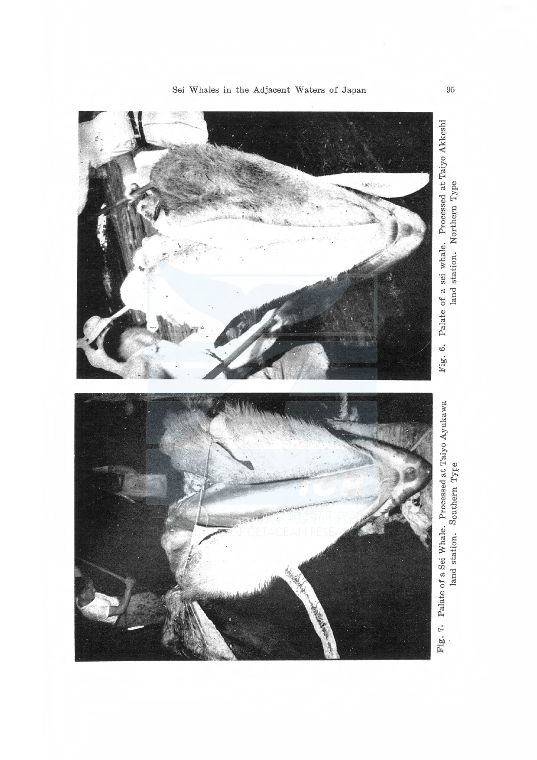Fig. 6. Palate of a sei whale. Processed at Taiyo Akkeshi land station. Northern Type

Fig. 7. Palate of a Sei Whale. Processed at Taiyo Ayukawa land station. Southern Type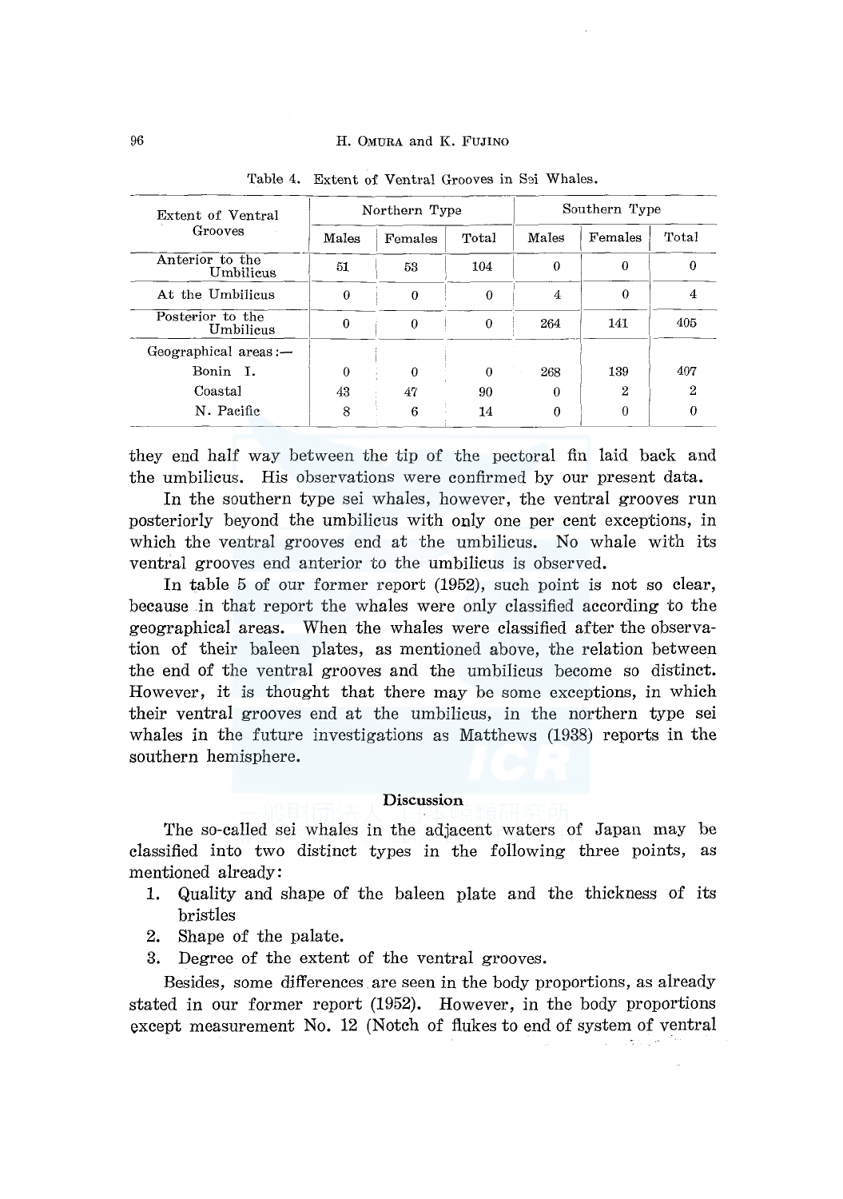Table 4. Extent of Ventral Grooves in Sei Whales.

| Extent of Ventral Grooves | Northern Type | | | Southern Type | | |
|---|---|---|---|---|---|---|
| | Males | Females | Total | Males | Females | Total |
| Anterior to the Umbilicus | 51 | 53 | 104 | 0 | 0 | 0 |
| At the Umbilicus | 0 | 0 | 0 | 4 | 0 | 4 |
| Posterior to the Umbilicus | 0 | 0 | 0 | 264 | 141 | 405 |
| Geographical areas:— | | | | | | |
| Bonin I. | 0 | 0 | 0 | 268 | 139 | 407 |
| Coastal | 43 | 47 | 90 | 0 | 2 | 2 |
| N. Pacific | 8 | 6 | 14 | 0 | 0 | 0 |

they end half way between the tip of the pectoral fin laid back and the umbilicus. His observations were confirmed by our present data.

In the southern type sei whales, however, the ventral grooves run posteriorly beyond the umbilicus with only one per cent exceptions, in which the ventral grooves end at the umbilicus. No whale with its ventral grooves end anterior to the umbilicus is observed.

In table 5 of our former report (1952), such point is not so clear, because in that report the whales were only classified according to the geographical areas. When the whales were classified after the observation of their baleen plates, as mentioned above, the relation between the end of the ventral grooves and the umbilicus become so distinct. However, it is thought that there may be some exceptions, in which their ventral grooves end at the umbilicus, in the northern type sei whales in the future investigations as Matthews (1938) reports in the southern hemisphere.

## Discussion

The so-called sei whales in the adjacent waters of Japan may be classified into two distinct types in the following three points, as mentioned already:

1. Quality and shape of the baleen plate and the thickness of its bristles
2. Shape of the palate.
3. Degree of the extent of the ventral grooves.

Besides, some differences are seen in the body proportions, as already stated in our former report (1952). However, in the body proportions except measurement No. 12 (Notch of flukes to end of system of ventral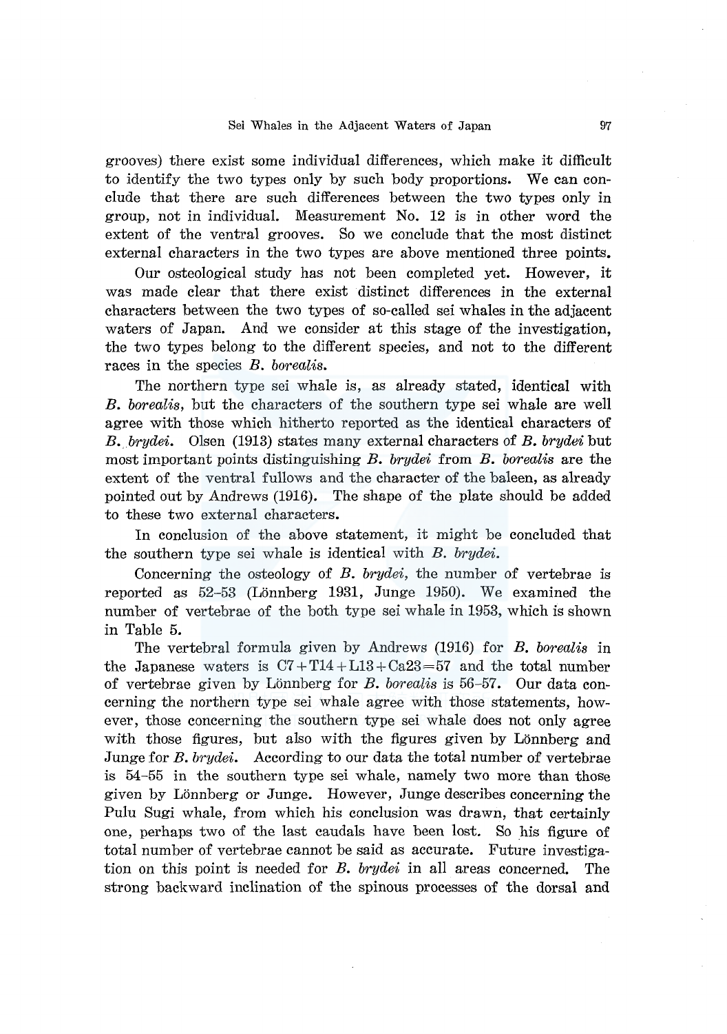grooves) there exist some individual differences, which make it difficult to identify the two types only by such body proportions. We can conclude that there are such differences between the two types only in group, not in individual. Measurement No. 12 is in other word the extent of the ventral grooves. So we conclude that the most distinct external characters in the two types are above mentioned three points.

Our osteological study has not been completed yet. However, it was made clear that there exist distinct differences in the external characters between the two types of so-called sei whales in the adjacent waters of Japan. And we consider at this stage of the investigation, the two types belong to the different species, and not to the different races in the species *B. borealis*.

The northern type sei whale is, as already stated, identical with *B. borealis*, but the characters of the southern type sei whale are well agree with those which hitherto reported as the identical characters of *B. brydei*. Olsen (1913) states many external characters of *B. brydei* but most important points distinguishing *B. brydei* from *B. borealis* are the extent of the ventral fullows and the character of the baleen, as already pointed out by Andrews (1916). The shape of the plate should be added to these two external characters.

In conclusion of the above statement, it might be concluded that the southern type sei whale is identical with *B. brydei*.

Concerning the osteology of *B. brydei*, the number of vertebrae is reported as 52–53 (Lönnberg 1931, Junge 1950). We examined the number of vertebrae of the both type sei whale in 1953, which is shown in Table 5.

The vertebral formula given by Andrews (1916) for *B. borealis* in the Japanese waters is $C7+T14+L13+Ca23=57$ and the total number of vertebrae given by Lönnberg for *B. borealis* is 56–57. Our data concerning the northern type sei whale agree with those statements, however, those concerning the southern type sei whale does not only agree with those figures, but also with the figures given by Lönnberg and Junge for *B. brydei*. According to our data the total number of vertebrae is 54–55 in the southern type sei whale, namely two more than those given by Lönnberg or Junge. However, Junge describes concerning the Pulu Sugi whale, from which his conclusion was drawn, that certainly one, perhaps two of the last caudals have been lost. So his figure of total number of vertebrae cannot be said as accurate. Future investigation on this point is needed for *B. brydei* in all areas concerned. The strong backward inclination of the spinous processes of the dorsal and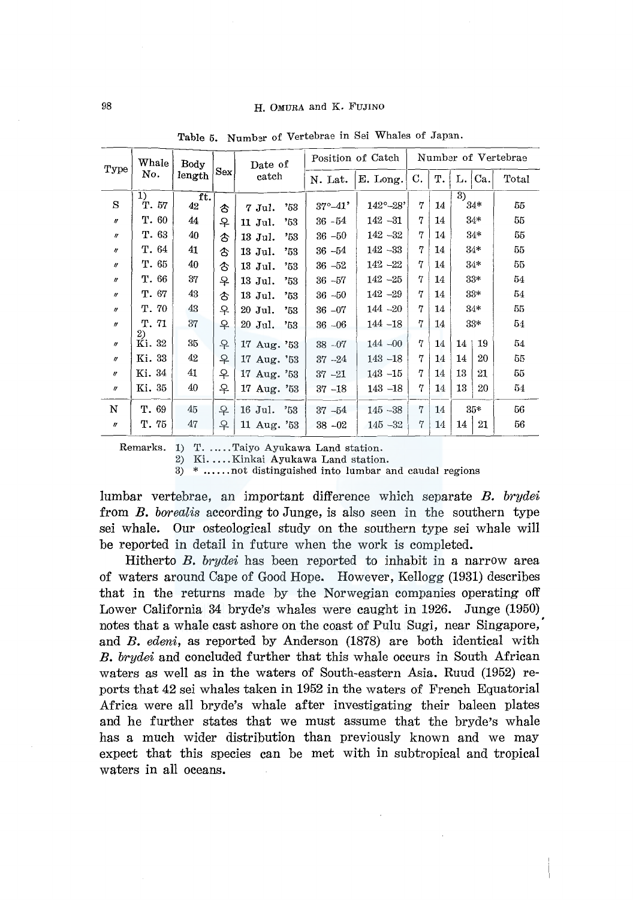Table 5. Number of Vertebrae in Sei Whales of Japan.

| Type | Whale No. | Body length | Sex | Date of catch | Position of Catch | | Number of Vertebrae | | | | |
|---|---|---|---|---|---|---|---|---|---|---|---|
| | | | | | N. Lat. | E. Long. | C. | T. | L. | Ca. | Total |
| S | 1) T. 57 | ft. 42 | ♂ | 7 Jul. '53 | 37°–41' | 142°–28' | 7 | 14 | 3) 34* | | 55 |
| 〃 | T. 60 | 44 | ♀ | 11 Jul. '53 | 36 –54 | 142 –31 | 7 | 14 | 34* | | 55 |
| 〃 | T. 63 | 40 | ♂ | 13 Jul. '53 | 36 –50 | 142 –32 | 7 | 14 | 34* | | 55 |
| 〃 | T. 64 | 41 | ♂ | 13 Jul. '53 | 36 –54 | 142 –33 | 7 | 14 | 34* | | 55 |
| 〃 | T. 65 | 40 | ♂ | 13 Jul. '53 | 36 –52 | 142 –22 | 7 | 14 | 34* | | 55 |
| 〃 | T. 66 | 37 | ♀ | 13 Jul. '53 | 36 –57 | 142 –25 | 7 | 14 | 33* | | 54 |
| 〃 | T. 67 | 43 | ♂ | 13 Jul. '53 | 36 –50 | 142 –29 | 7 | 14 | 33* | | 54 |
| 〃 | T. 70 | 43 | ♀ | 20 Jul. '53 | 36 –07 | 144 –20 | 7 | 14 | 34* | | 55 |
| 〃 | T. 71 | 37 | ♀ | 20 Jul. '53 | 36 –06 | 144 –18 | 7 | 14 | 33* | | 54 |
| 〃 | 2) Ki. 32 | 35 | ♀ | 17 Aug. '53 | 38 –07 | 144 –00 | 7 | 14 | 14 | 19 | 54 |
| 〃 | Ki. 33 | 42 | ♀ | 17 Aug. '53 | 37 –24 | 143 –18 | 7 | 14 | 14 | 20 | 55 |
| 〃 | Ki. 34 | 41 | ♀ | 17 Aug. '53 | 37 –21 | 143 –15 | 7 | 14 | 13 | 21 | 55 |
| 〃 | Ki. 35 | 40 | ♀ | 17 Aug. '53 | 37 –18 | 143 –18 | 7 | 14 | 13 | 20 | 54 |
| N | T. 69 | 45 | ♀ | 16 Jul. '53 | 37 –54 | 145 –38 | 7 | 14 | 35* | | 56 |
| 〃 | T. 75 | 47 | ♀ | 11 Aug. '53 | 38 –02 | 145 –32 | 7 | 14 | 14 | 21 | 56 |

Remarks. 1) T. .....Taiyo Ayukawa Land station.
2) Ki. .....Kinkai Ayukawa Land station.
3) * ......not distinguished into lumbar and caudal regions

lumbar vertebrae, an important difference which separate *B. brydei* from *B. borealis* according to Junge, is also seen in the southern type sei whale. Our osteological study on the southern type sei whale will be reported in detail in future when the work is completed.

Hitherto *B. brydei* has been reported to inhabit in a narrow area of waters around Cape of Good Hope. However, Kellogg (1931) describes that in the returns made by the Norwegian companies operating off Lower California 34 bryde's whales were caught in 1926. Junge (1950) notes that a whale cast ashore on the coast of Pulu Sugi, near Singapore, and *B. edeni*, as reported by Anderson (1878) are both identical with *B. brydei* and concluded further that this whale occurs in South African waters as well as in the waters of South-eastern Asia. Ruud (1952) reports that 42 sei whales taken in 1952 in the waters of French Equatorial Africa were all bryde's whale after investigating their baleen plates and he further states that we must assume that the bryde's whale has a much wider distribution than previously known and we may expect that this species can be met with in subtropical and tropical waters in all oceans.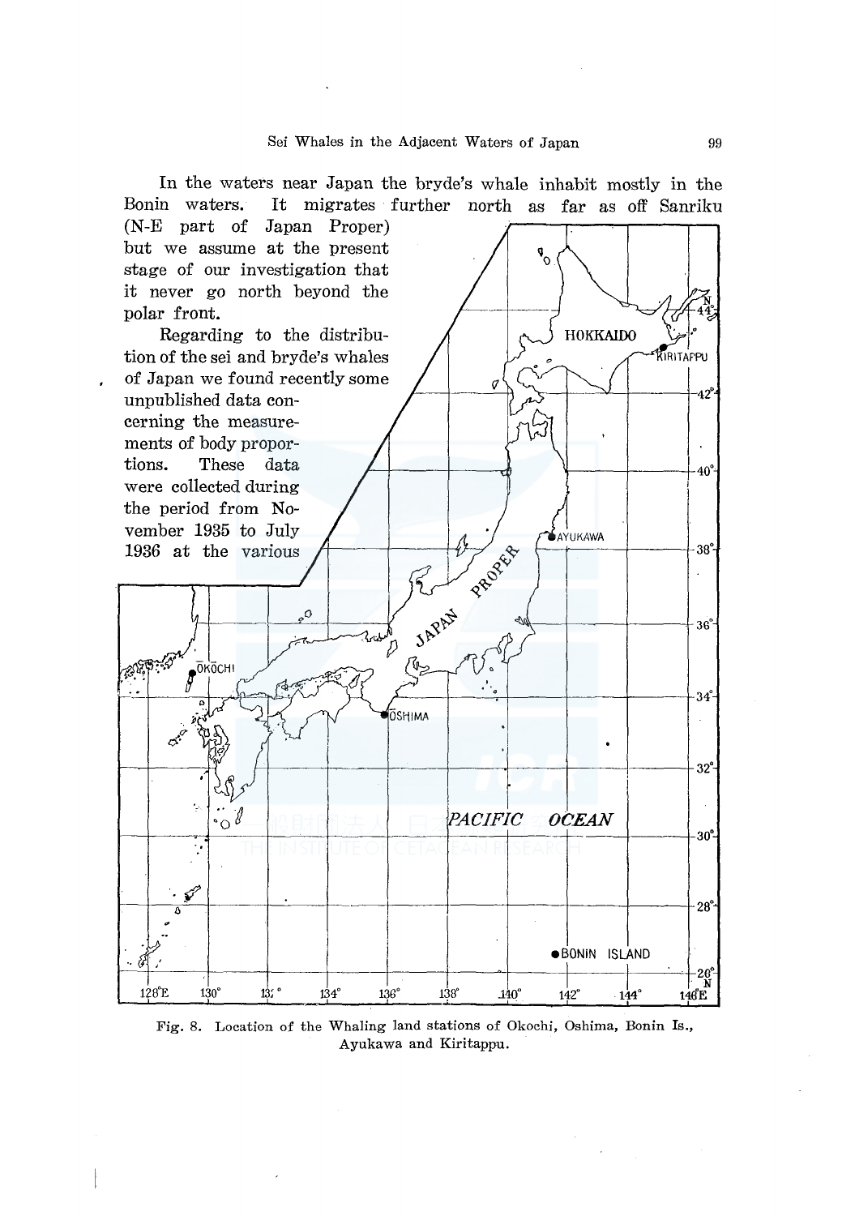In the waters near Japan the bryde's whale inhabit mostly in the Bonin waters. It migrates further north as far as off Sanriku (N-E part of Japan Proper) but we assume at the present stage of our investigation that it never go north beyond the polar front.

Regarding to the distribution of the sei and bryde's whales of Japan we found recently some unpublished data concerning the measurements of body proportions. These data were collected during the period from November 1935 to July 1936 at the various

Fig. 8. Location of the Whaling land stations of Okochi, Oshima, Bonin Is., Ayukawa and Kiritappu.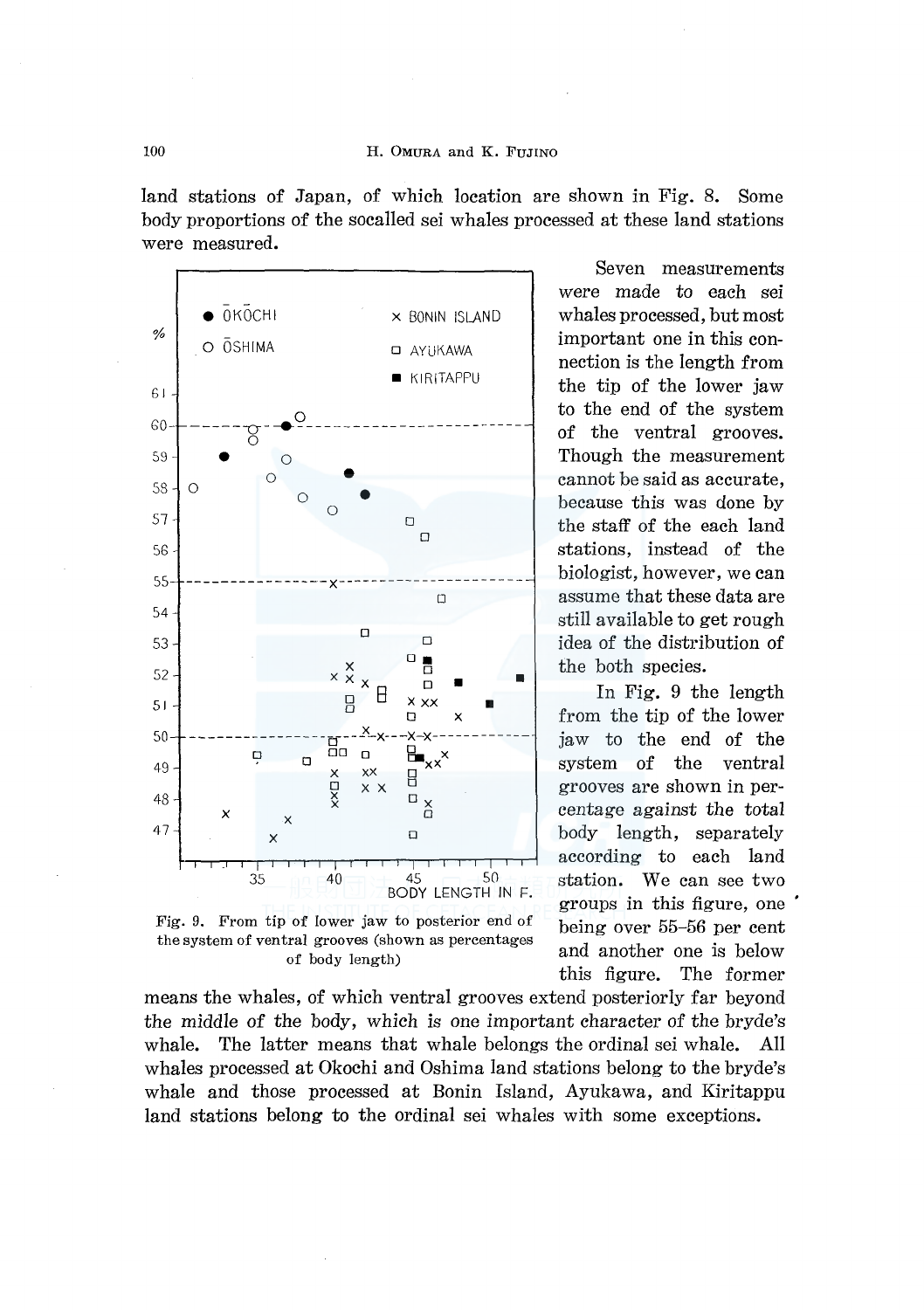land stations of Japan, of which location are shown in Fig. 8. Some body proportions of the socalled sei whales processed at these land stations were measured.

Seven measurements were made to each sei whales processed, but most important one in this connection is the length from the tip of the lower jaw to the end of the system of the ventral grooves. Though the measurement cannot be said as accurate, because this was done by the staff of the each land stations, instead of the biologist, however, we can assume that these data are still available to get rough idea of the distribution of the both species.

Fig. 9. From tip of lower jaw to posterior end of the system of ventral grooves (shown as percentages of body length)

In Fig. 9 the length from the tip of the lower jaw to the end of the system of the ventral grooves are shown in percentage against the total body length, separately according to each land station. We can see two groups in this figure, one being over 55–56 per cent and another one is below this figure. The former means the whales, of which ventral grooves extend posteriorly far beyond the middle of the body, which is one important character of the bryde's whale. The latter means that whale belongs the ordinal sei whale. All whales processed at Okochi and Oshima land stations belong to the bryde's whale and those processed at Bonin Island, Ayukawa, and Kiritappu land stations belong to the ordinal sei whales with some exceptions.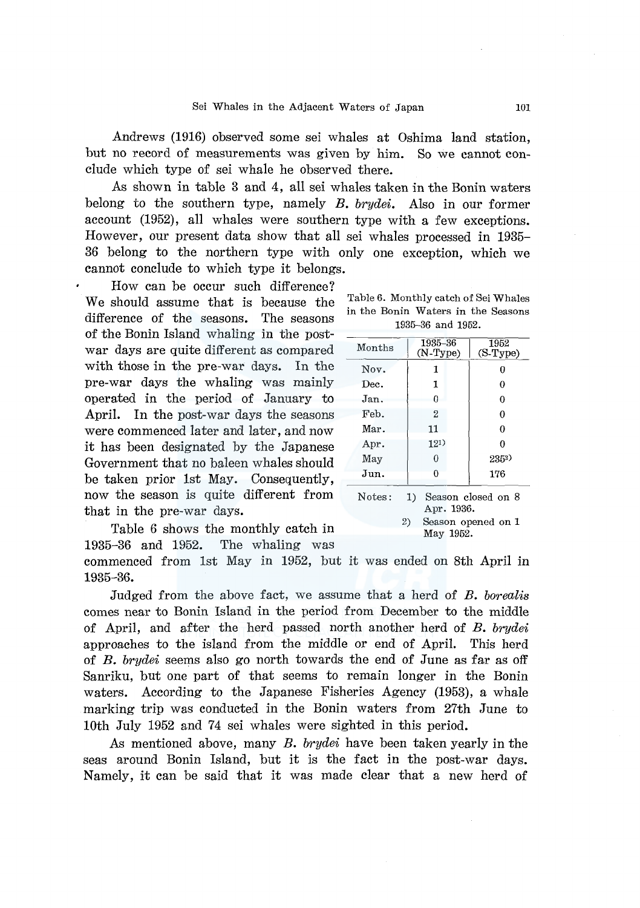Andrews (1916) observed some sei whales at Oshima land station, but no record of measurements was given by him. So we cannot conclude which type of sei whale he observed there.

As shown in table 3 and 4, all sei whales taken in the Bonin waters belong to the southern type, namely *B. brydei*. Also in our former account (1952), all whales were southern type with a few exceptions. However, our present data show that all sei whales processed in 1935–36 belong to the northern type with only one exception, which we cannot conclude to which type it belongs.

How can be occur such difference? We should assume that is because the difference of the seasons. The seasons of the Bonin Island whaling in the post-war days are quite different as compared with those in the pre-war days. In the pre-war days the whaling was mainly operated in the period of January to April. In the post-war days the seasons were commenced later and later, and now it has been designated by the Japanese Government that no baleen whales should be taken prior 1st May. Consequently, now the season is quite different from that in the pre-war days.

Table 6. Monthly catch of Sei Whales in the Bonin Waters in the Seasons 1935–36 and 1952.

| Months | 1935–36 (N-Type) | 1952 (S-Type) |
|---|---|---|
| Nov. | 1 | 0 |
| Dec. | 1 | 0 |
| Jan. | 0 | 0 |
| Feb. | 2 | 0 |
| Mar. | 11 | 0 |
| Apr. | 12[1)] | 0 |
| May | 0 | 235[2)] |
| Jun. | 0 | 176 |

Notes: 1) Season closed on 8 Apr. 1936.
2) Season opened on 1 May 1952.

Table 6 shows the monthly catch in 1935–36 and 1952. The whaling was commenced from 1st May in 1952, but it was ended on 8th April in 1935–36.

Judged from the above fact, we assume that a herd of *B. borealis* comes near to Bonin Island in the period from December to the middle of April, and after the herd passed north another herd of *B. brydei* approaches to the island from the middle or end of April. This herd of *B. brydei* seems also go north towards the end of June as far as off Sanriku, but one part of that seems to remain longer in the Bonin waters. According to the Japanese Fisheries Agency (1953), a whale marking trip was conducted in the Bonin waters from 27th June to 10th July 1952 and 74 sei whales were sighted in this period.

As mentioned above, many *B. brydei* have been taken yearly in the seas around Bonin Island, but it is the fact in the post-war days. Namely, it can be said that it was made clear that a new herd of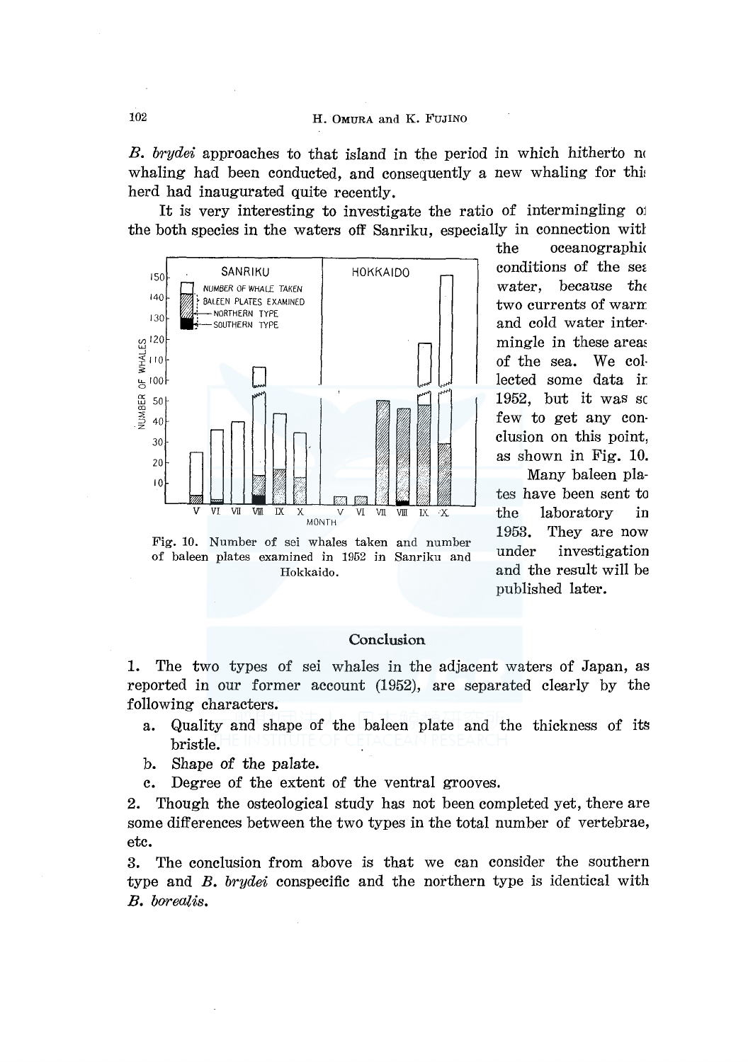*B. brydei* approaches to that island in the period in which hitherto no whaling had been conducted, and consequently a new whaling for this herd had inaugurated quite recently.

It is very interesting to investigate the ratio of intermingling of the both species in the waters off Sanriku, especially in connection with the oceanographic conditions of the sea water, because the two currents of warm and cold water intermingle in these areas of the sea. We collected some data in 1952, but it was so few to get any conclusion on this point, as shown in Fig. 10.

Many baleen plates have been sent to the laboratory in 1953. They are now under investigation and the result will be published later.

Fig. 10. Number of sei whales taken and number of baleen plates examined in 1952 in Sanriku and Hokkaido.

## Conclusion

1. The two types of sei whales in the adjacent waters of Japan, as reported in our former account (1952), are separated clearly by the following characters.
   a. Quality and shape of the baleen plate and the thickness of its bristle.
   b. Shape of the palate.
   c. Degree of the extent of the ventral grooves.
2. Though the osteological study has not been completed yet, there are some differences between the two types in the total number of vertebrae, etc.
3. The conclusion from above is that we can consider the southern type and *B. brydei* conspecific and the northern type is identical with *B. borealis*.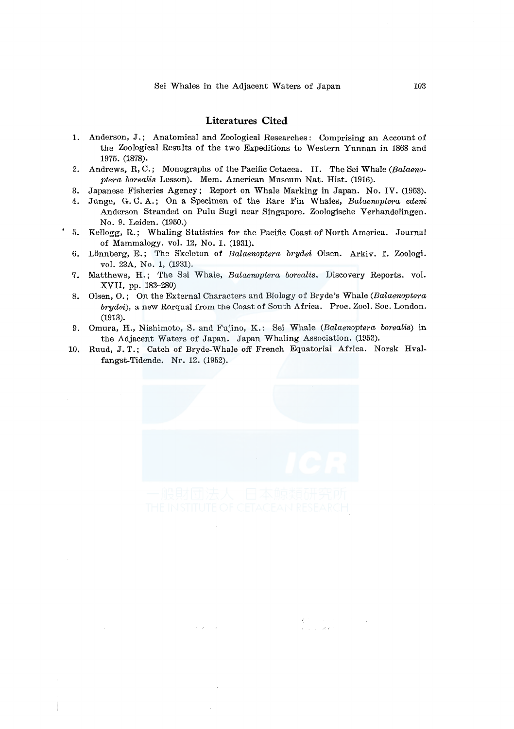## Literatures Cited

1. Anderson, J.; Anatomical and Zoological Researches: Comprising an Account of the Zoological Results of the two Expeditions to Western Yunnan in 1868 and 1975. (1878).
2. Andrews, R. C.; Monographs of the Pacific Cetacea. II. The Sei Whale (*Balaenoptera borealis* Lesson). Mem. American Museum Nat. Hist. (1916).
3. Japanese Fisheries Agency; Report on Whale Marking in Japan. No. IV. (1953).
4. Junge, G. C. A.; On a Specimen of the Rare Fin Whales, *Balaenoptera edeni* Anderson Stranded on Pulu Sugi near Singapore. Zoologische Verhandelingen. No. 9. Leiden. (1950.)
5. Kellogg, R.; Whaling Statistics for the Pacific Coast of North America. Journal of Mammalogy. vol. 12, No. 1. (1931).
6. Lönnberg, E.; The Skeleton of *Balaenoptera brydei* Olsen. Arkiv. f. Zoologi. vol. 23A, No. 1, (1931).
7. Matthews, H.; The Sei Whale, *Balaenoptera borealis*. Discovery Reports. vol. XVII, pp. 183-280)
8. Olsen, O.; On the External Characters and Biology of Bryde's Whale (*Balaenoptera brydei*), a new Rorqual from the Coast of South Africa. Proc. Zool. Soc. London. (1913).
9. Omura, H., Nishimoto, S. and Fujino, K.: Sei Whale (*Balaenoptera borealis*) in the Adjacent Waters of Japan. Japan Whaling Association. (1952).
10. Ruud, J. T.; Catch of Bryde-Whale off French Equatorial Africa. Norsk Hvalfangst-Tidende. Nr. 12. (1952).